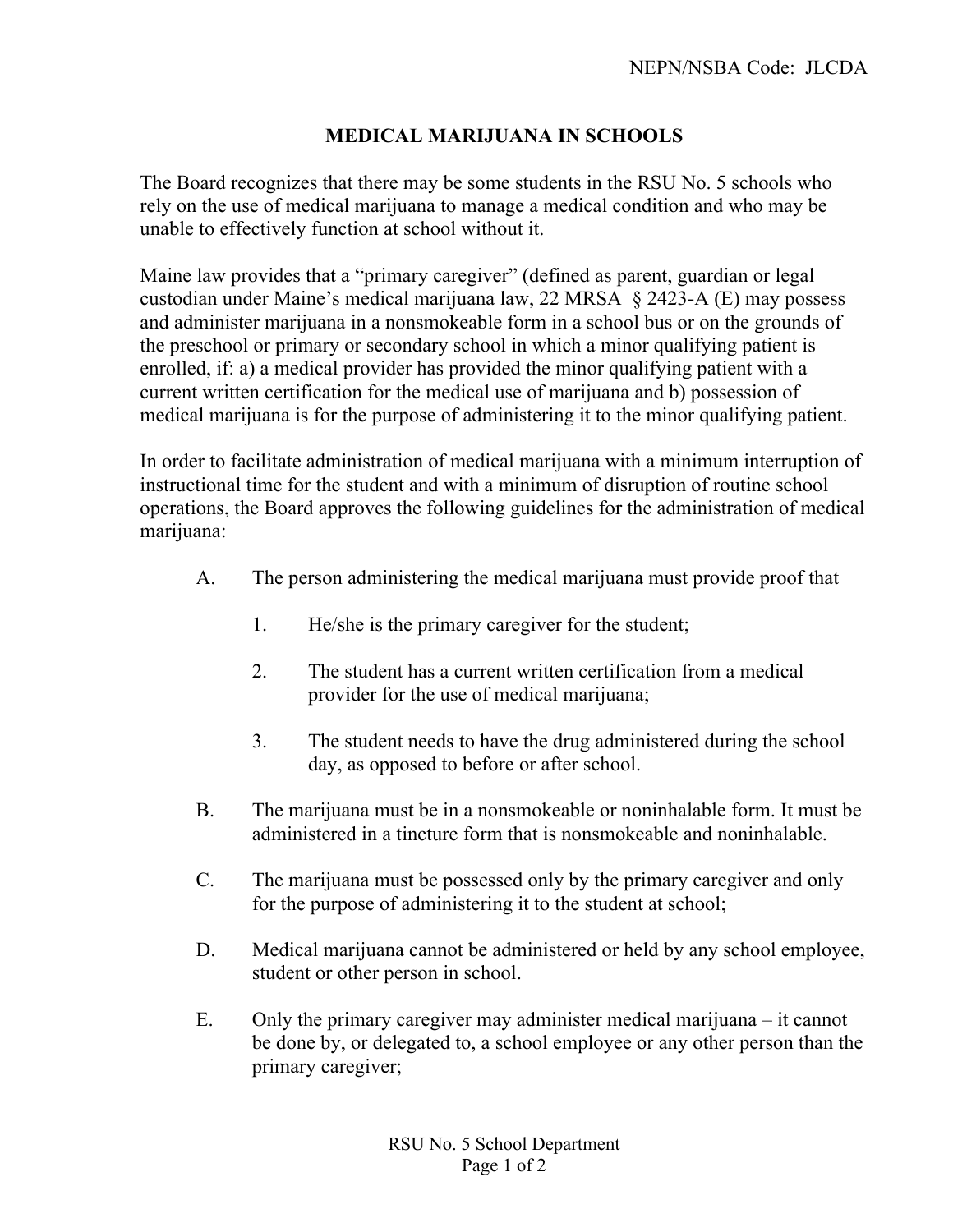NEPN/NSBA Code: JLCDA

# MEDICAL MARIJUANA IN SCHOOLS

The Board recognizes that there may be some students in the RSU No. 5 schools who rely on the use of medical marijuana to manage a medical condition and who may be unable to effectively function at school without it.

Maine law provides that a "primary caregiver" (defined as parent, guardian or legal custodian under Maine's medical marijuana law, 22 MRSA § 2423-A (E) may possess and administer marijuana in a nonsmokeable form in a school bus or on the grounds of the preschool or primary or secondary school in which a minor qualifying patient is enrolled, if: a) a medical provider has provided the minor qualifying patient with a current written certification for the medical use of marijuana and b) possession of medical marijuana is for the purpose of administering it to the minor qualifying patient.

In order to facilitate administration of medical marijuana with a minimum interruption of instructional time for the student and with a minimum of disruption of routine school operations, the Board approves the following guidelines for the administration of medical marijuana:

A. The person administering the medical marijuana must provide proof that

   1. He/she is the primary caregiver for the student;

   2. The student has a current written certification from a medical provider for the use of medical marijuana;

   3. The student needs to have the drug administered during the school day, as opposed to before or after school.

B. The marijuana must be in a nonsmokeable or noninhalable form. It must be administered in a tincture form that is nonsmokeable and noninhalable.

C. The marijuana must be possessed only by the primary caregiver and only for the purpose of administering it to the student at school;

D. Medical marijuana cannot be administered or held by any school employee, student or other person in school.

E. Only the primary caregiver may administer medical marijuana – it cannot be done by, or delegated to, a school employee or any other person than the primary caregiver;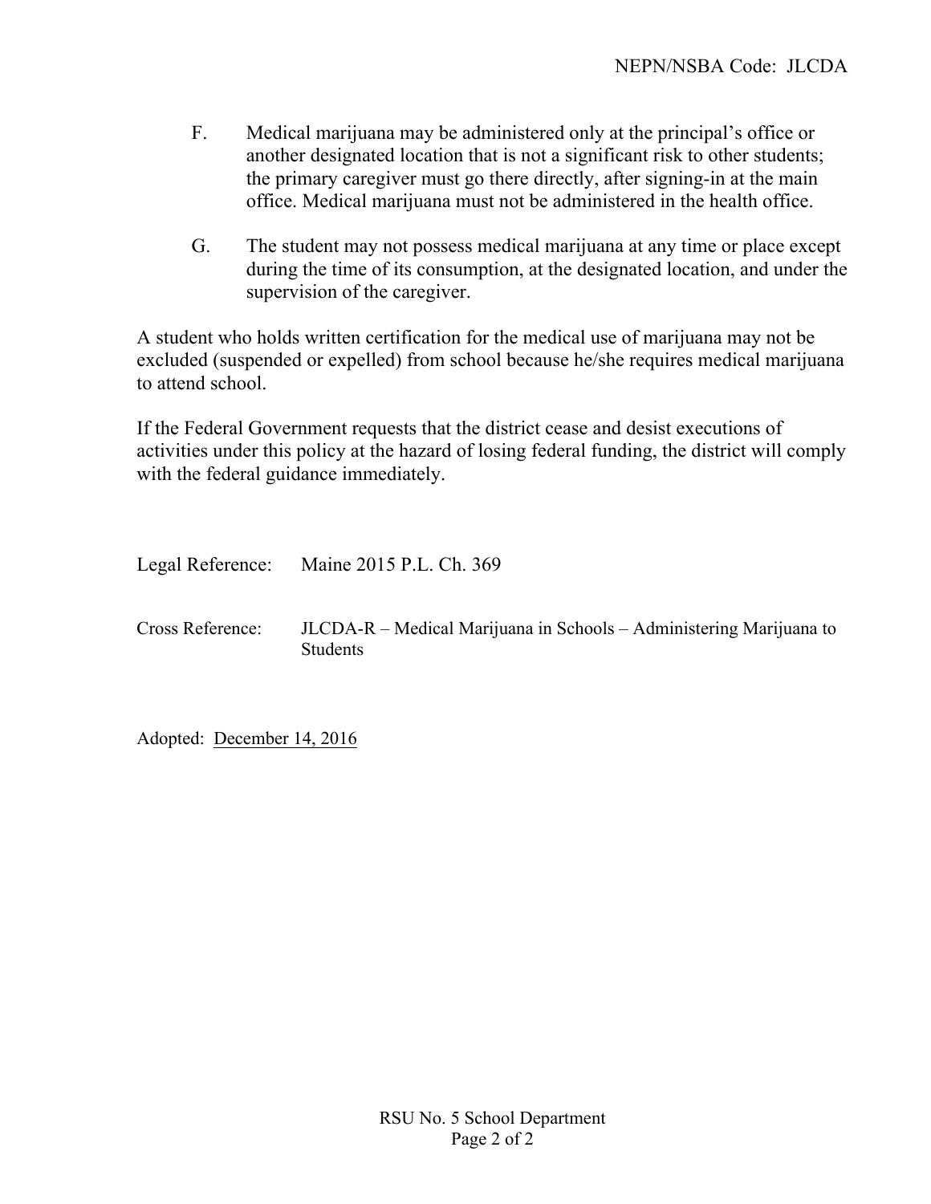F. Medical marijuana may be administered only at the principal's office or another designated location that is not a significant risk to other students; the primary caregiver must go there directly, after signing-in at the main office. Medical marijuana must not be administered in the health office.

G. The student may not possess medical marijuana at any time or place except during the time of its consumption, at the designated location, and under the supervision of the caregiver.

A student who holds written certification for the medical use of marijuana may not be excluded (suspended or expelled) from school because he/she requires medical marijuana to attend school.

If the Federal Government requests that the district cease and desist executions of activities under this policy at the hazard of losing federal funding, the district will comply with the federal guidance immediately.

Legal Reference: Maine 2015 P.L. Ch. 369

Cross Reference: JLCDA-R – Medical Marijuana in Schools – Administering Marijuana to Students

Adopted: December 14, 2016